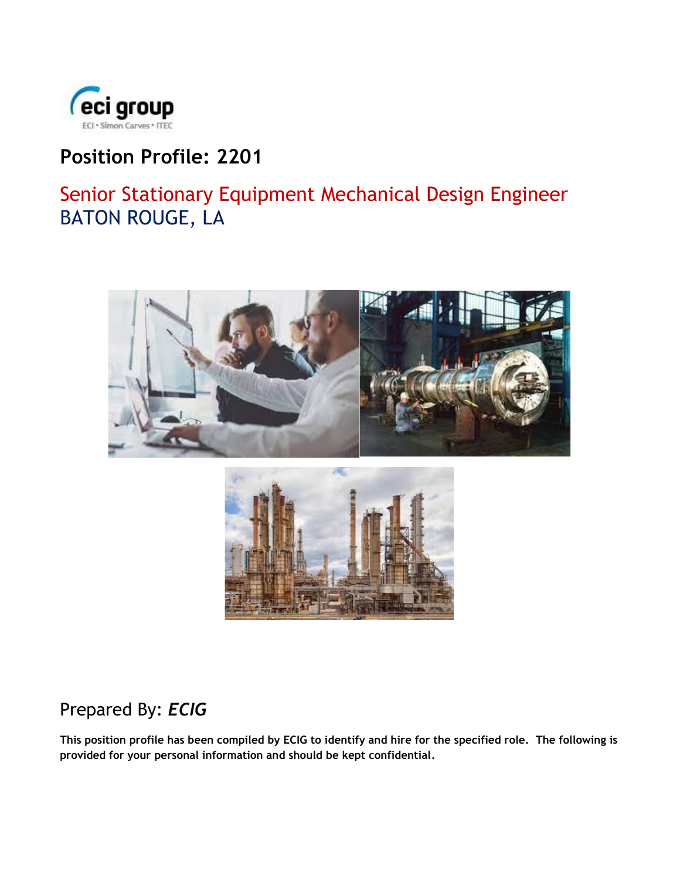# Position Profile: 2201

## Senior Stationary Equipment Mechanical Design Engineer
## BATON ROUGE, LA

Prepared By: ***ECIG***

**This position profile has been compiled by ECIG to identify and hire for the specified role. The following is provided for your personal information and should be kept confidential.**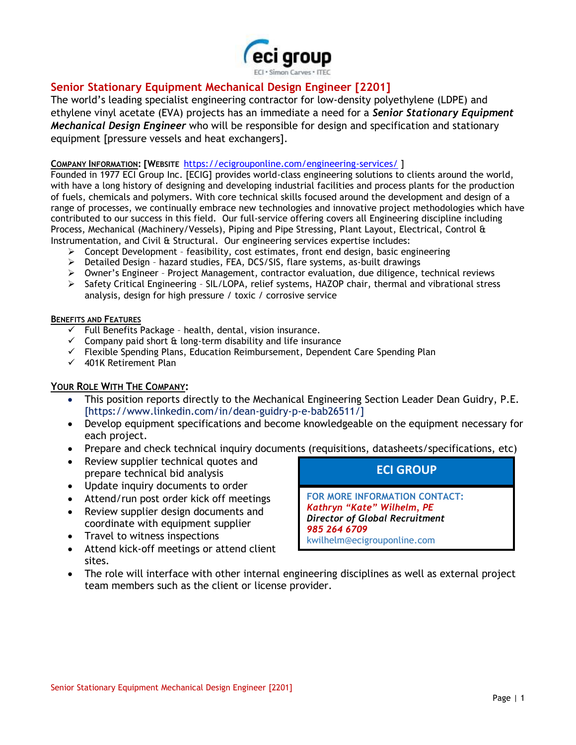eci group

ECI • Simon Carves • ITEC

## Senior Stationary Equipment Mechanical Design Engineer [2201]

The world's leading specialist engineering contractor for low-density polyethylene (LDPE) and ethylene vinyl acetate (EVA) projects has an immediate a need for a ***Senior Stationary Equipment Mechanical Design Engineer*** who will be responsible for design and specification and stationary equipment [pressure vessels and heat exchangers].

**COMPANY INFORMATION: [WEBSITE** https://ecigrouponline.com/engineering-services/ **]**

Founded in 1977 ECI Group Inc. [ECIG] provides world-class engineering solutions to clients around the world, with have a long history of designing and developing industrial facilities and process plants for the production of fuels, chemicals and polymers. With core technical skills focused around the development and design of a range of processes, we continually embrace new technologies and innovative project methodologies which have contributed to our success in this field. Our full-service offering covers all Engineering discipline including Process, Mechanical (Machinery/Vessels), Piping and Pipe Stressing, Plant Layout, Electrical, Control & Instrumentation, and Civil & Structural. Our engineering services expertise includes:

- Concept Development – feasibility, cost estimates, front end design, basic engineering
- Detailed Design – hazard studies, FEA, DCS/SIS, flare systems, as-built drawings
- Owner's Engineer – Project Management, contractor evaluation, due diligence, technical reviews
- Safety Critical Engineering – SIL/LOPA, relief systems, HAZOP chair, thermal and vibrational stress analysis, design for high pressure / toxic / corrosive service

**BENEFITS AND FEATURES**

- ✓ Full Benefits Package – health, dental, vision insurance.
- ✓ Company paid short & long-term disability and life insurance
- ✓ Flexible Spending Plans, Education Reimbursement, Dependent Care Spending Plan
- ✓ 401K Retirement Plan

**YOUR ROLE WITH THE COMPANY:**

- This position reports directly to the Mechanical Engineering Section Leader Dean Guidry, P.E. [https://www.linkedin.com/in/dean-guidry-p-e-bab26511/]
- Develop equipment specifications and become knowledgeable on the equipment necessary for each project.
- Prepare and check technical inquiry documents (requisitions, datasheets/specifications, etc)
- Review supplier technical quotes and prepare technical bid analysis
- Update inquiry documents to order
- Attend/run post order kick off meetings
- Review supplier design documents and coordinate with equipment supplier
- Travel to witness inspections
- Attend kick-off meetings or attend client sites.
- The role will interface with other internal engineering disciplines as well as external project team members such as the client or license provider.

| ECI GROUP |
| --- |
| FOR MORE INFORMATION CONTACT:<br>***Kathryn "Kate" Wilhelm, PE***<br>***Director of Global Recruitment***<br>***985 264 6709***<br>kwilhelm@ecigrouponline.com |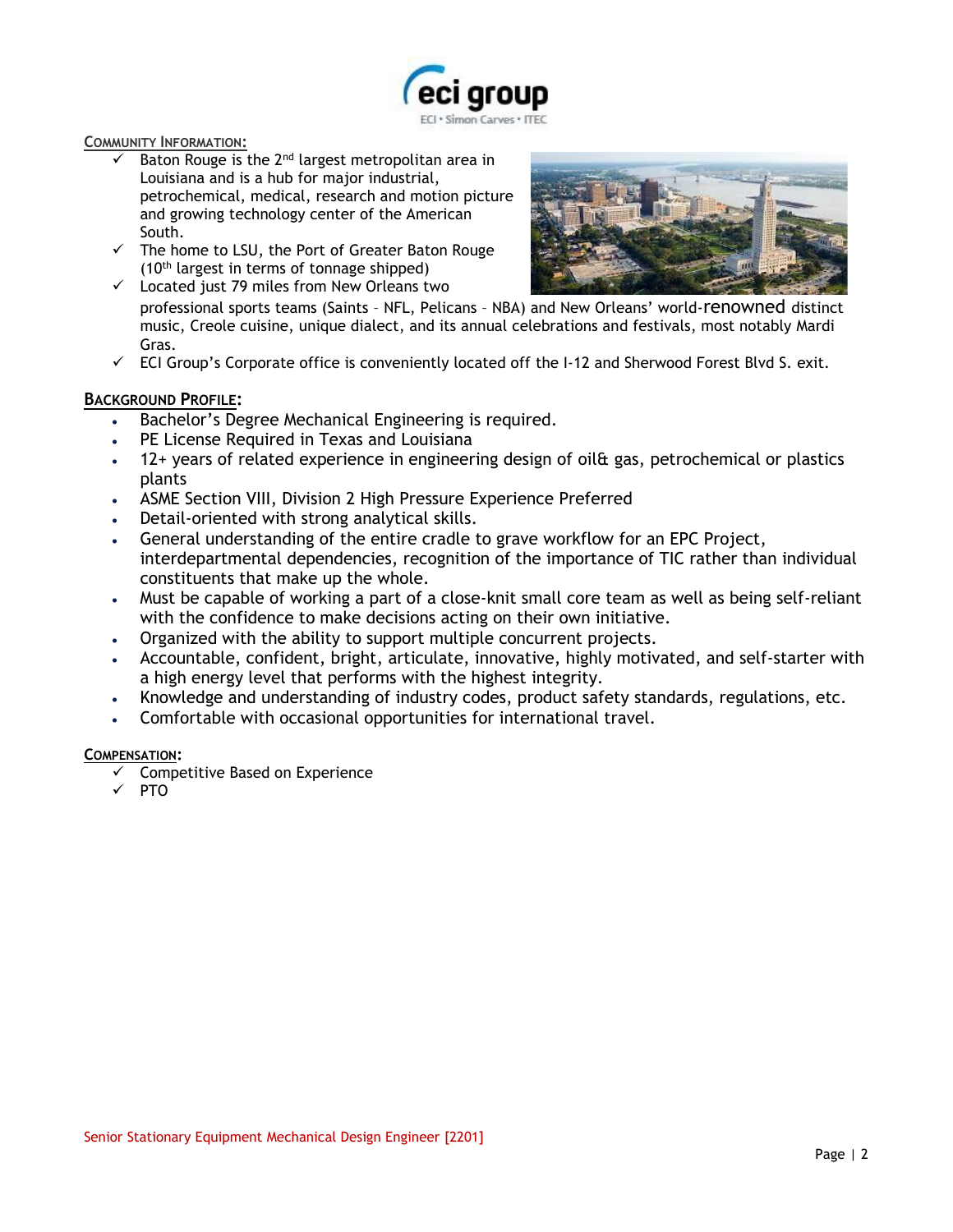**COMMUNITY INFORMATION:**

- ✓ Baton Rouge is the 2nd largest metropolitan area in Louisiana and is a hub for major industrial, petrochemical, medical, research and motion picture and growing technology center of the American South.
- ✓ The home to LSU, the Port of Greater Baton Rouge (10th largest in terms of tonnage shipped)
- ✓ Located just 79 miles from New Orleans two professional sports teams (Saints – NFL, Pelicans – NBA) and New Orleans' world-renowned distinct music, Creole cuisine, unique dialect, and its annual celebrations and festivals, most notably Mardi Gras.
- ✓ ECI Group's Corporate office is conveniently located off the I-12 and Sherwood Forest Blvd S. exit.

**BACKGROUND PROFILE:**

- Bachelor's Degree Mechanical Engineering is required.
- PE License Required in Texas and Louisiana
- 12+ years of related experience in engineering design of oil& gas, petrochemical or plastics plants
- ASME Section VIII, Division 2 High Pressure Experience Preferred
- Detail-oriented with strong analytical skills.
- General understanding of the entire cradle to grave workflow for an EPC Project, interdepartmental dependencies, recognition of the importance of TIC rather than individual constituents that make up the whole.
- Must be capable of working a part of a close-knit small core team as well as being self-reliant with the confidence to make decisions acting on their own initiative.
- Organized with the ability to support multiple concurrent projects.
- Accountable, confident, bright, articulate, innovative, highly motivated, and self-starter with a high energy level that performs with the highest integrity.
- Knowledge and understanding of industry codes, product safety standards, regulations, etc.
- Comfortable with occasional opportunities for international travel.

**COMPENSATION:**

- ✓ Competitive Based on Experience
- ✓ PTO